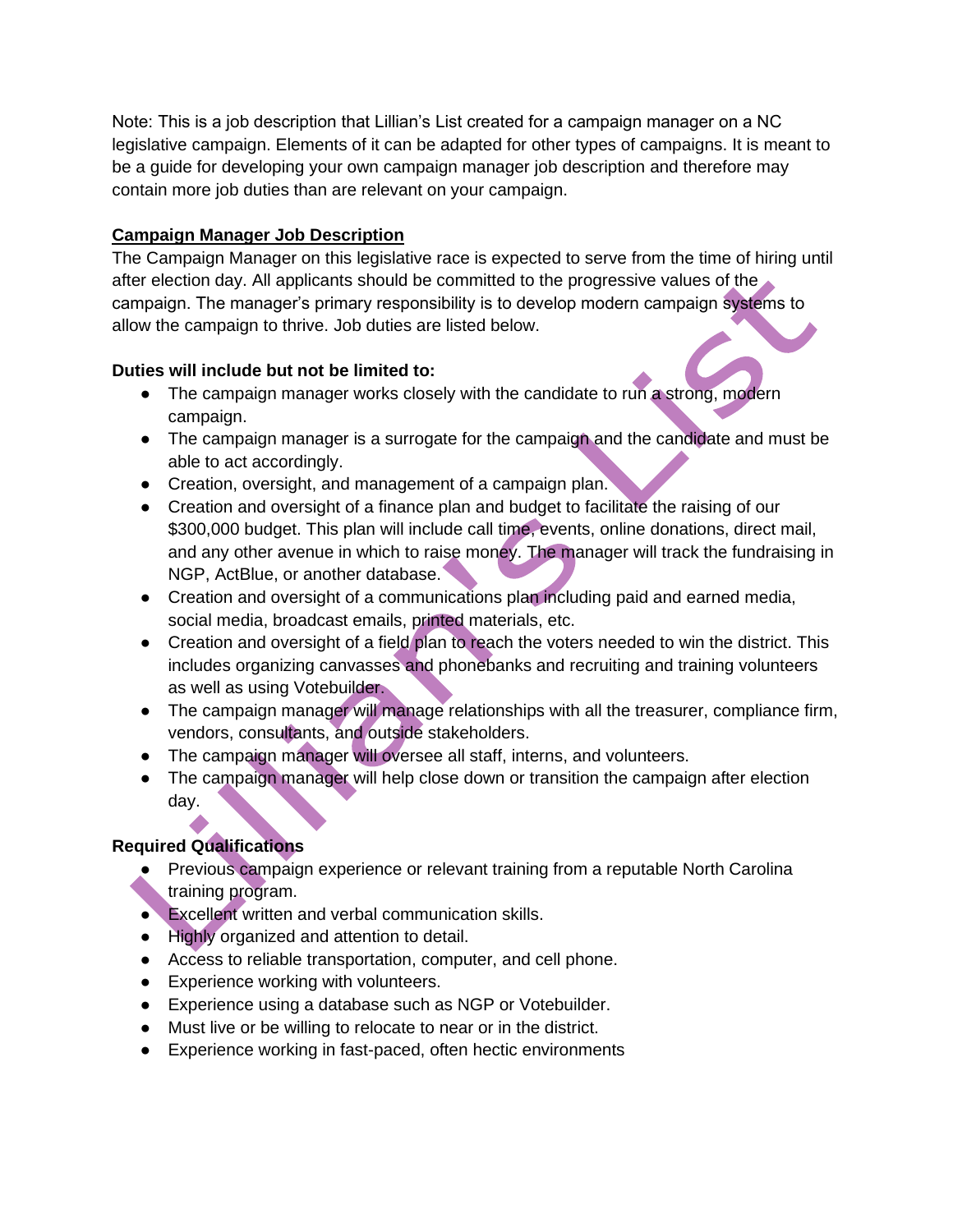Note: This is a job description that Lillian's List created for a campaign manager on a NC legislative campaign. Elements of it can be adapted for other types of campaigns. It is meant to be a guide for developing your own campaign manager job description and therefore may contain more job duties than are relevant on your campaign.

## Campaign Manager Job Description

The Campaign Manager on this legislative race is expected to serve from the time of hiring until after election day. All applicants should be committed to the progressive values of the campaign. The manager's primary responsibility is to develop modern campaign systems to allow the campaign to thrive. Job duties are listed below.

### Duties will include but not be limited to:

- The campaign manager works closely with the candidate to run a strong, modern campaign.
- The campaign manager is a surrogate for the campaign and the candidate and must be able to act accordingly.
- Creation, oversight, and management of a campaign plan.
- Creation and oversight of a finance plan and budget to facilitate the raising of our $300,000 budget. This plan will include call time, events, online donations, direct mail, and any other avenue in which to raise money. The manager will track the fundraising in NGP, ActBlue, or another database.
- Creation and oversight of a communications plan including paid and earned media, social media, broadcast emails, printed materials, etc.
- Creation and oversight of a field plan to reach the voters needed to win the district. This includes organizing canvasses and phonebanks and recruiting and training volunteers as well as using Votebuilder.
- The campaign manager will manage relationships with all the treasurer, compliance firm, vendors, consultants, and outside stakeholders.
- The campaign manager will oversee all staff, interns, and volunteers.
- The campaign manager will help close down or transition the campaign after election day.

### Required Qualifications

- Previous campaign experience or relevant training from a reputable North Carolina training program.
- Excellent written and verbal communication skills.
- Highly organized and attention to detail.
- Access to reliable transportation, computer, and cell phone.
- Experience working with volunteers.
- Experience using a database such as NGP or Votebuilder.
- Must live or be willing to relocate to near or in the district.
- Experience working in fast-paced, often hectic environments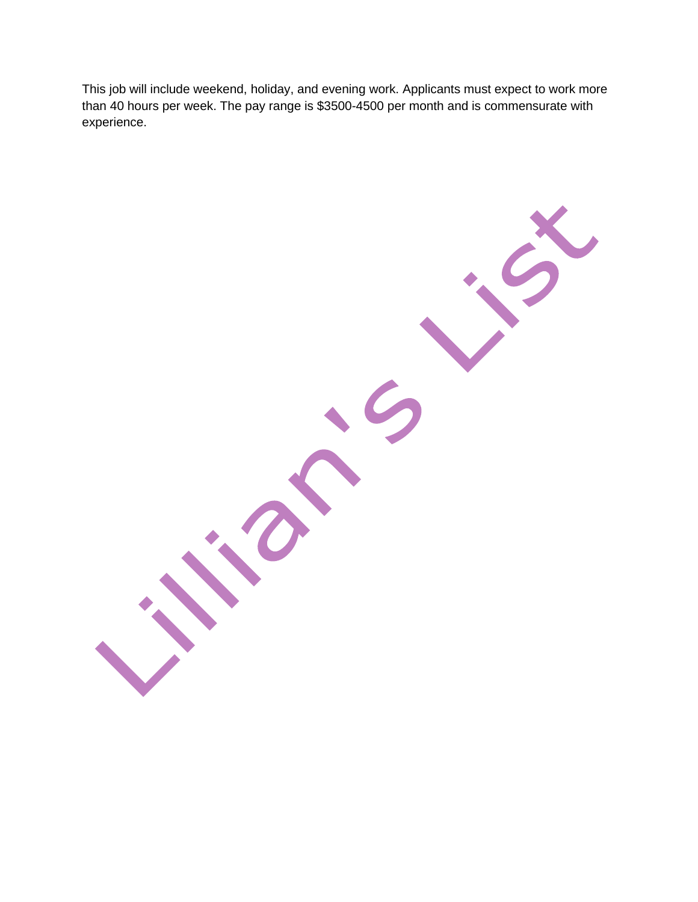This job will include weekend, holiday, and evening work. Applicants must expect to work more than 40 hours per week. The pay range is $3500-4500 per month and is commensurate with experience.